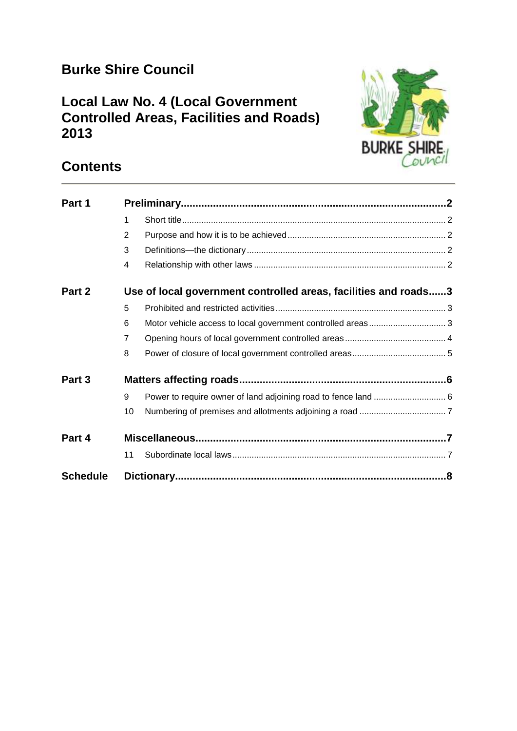# Burke Shire Council

## Local Law No. 4 (Local Government Controlled Areas, Facilities and Roads) 2013

## Contents

| | | | |
|---|---|---|---|
| **Part 1** | **Preliminary** | | **2** |
| | 1 | Short title | 2 |
| | 2 | Purpose and how it is to be achieved | 2 |
| | 3 | Definitions—the dictionary | 2 |
| | 4 | Relationship with other laws | 2 |
| **Part 2** | **Use of local government controlled areas, facilities and roads** | | **3** |
| | 5 | Prohibited and restricted activities | 3 |
| | 6 | Motor vehicle access to local government controlled areas | 3 |
| | 7 | Opening hours of local government controlled areas | 4 |
| | 8 | Power of closure of local government controlled areas | 5 |
| **Part 3** | **Matters affecting roads** | | **6** |
| | 9 | Power to require owner of land adjoining road to fence land | 6 |
| | 10 | Numbering of premises and allotments adjoining a road | 7 |
| **Part 4** | **Miscellaneous** | | **7** |
| | 11 | Subordinate local laws | 7 |
| **Schedule** | **Dictionary** | | **8** |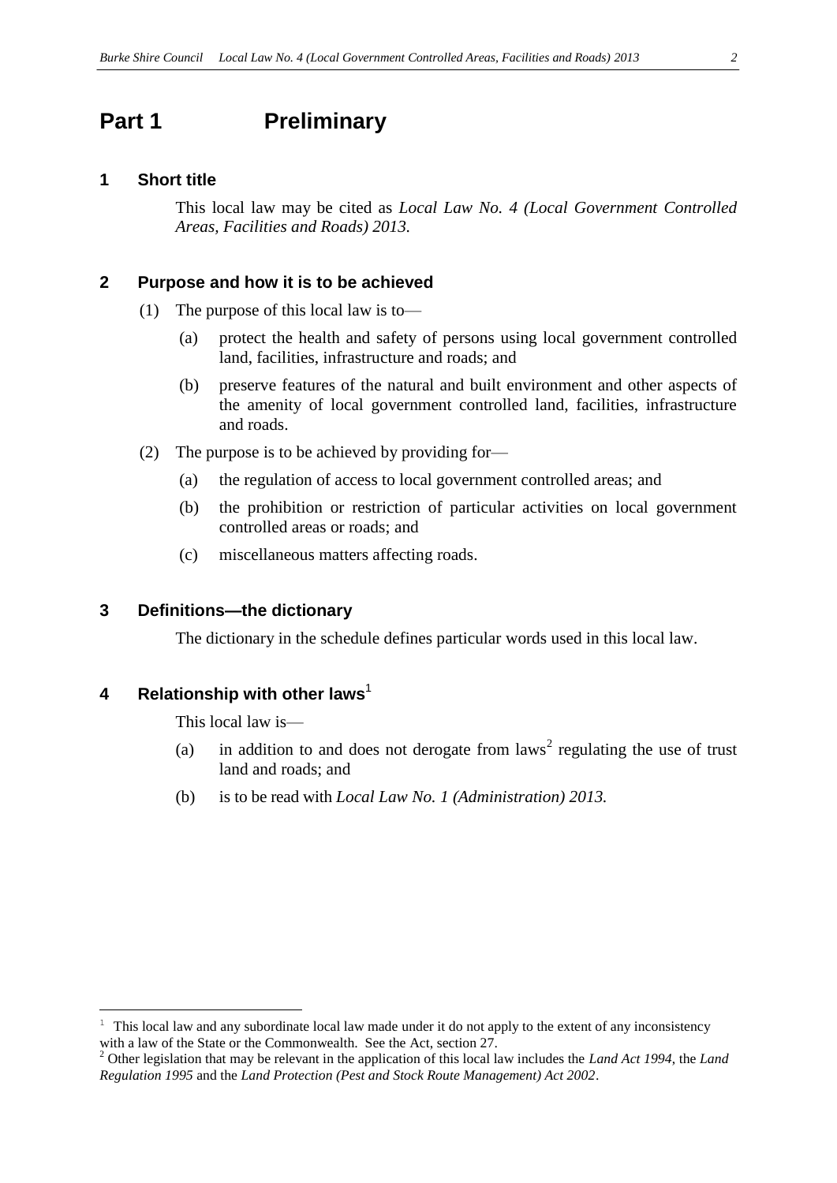# Part 1 Preliminary

## 1 Short title

This local law may be cited as *Local Law No. 4 (Local Government Controlled Areas, Facilities and Roads) 2013.*

## 2 Purpose and how it is to be achieved

(1) The purpose of this local law is to—

(a) protect the health and safety of persons using local government controlled land, facilities, infrastructure and roads; and

(b) preserve features of the natural and built environment and other aspects of the amenity of local government controlled land, facilities, infrastructure and roads.

(2) The purpose is to be achieved by providing for—

(a) the regulation of access to local government controlled areas; and

(b) the prohibition or restriction of particular activities on local government controlled areas or roads; and

(c) miscellaneous matters affecting roads.

## 3 Definitions—the dictionary

The dictionary in the schedule defines particular words used in this local law.

## 4 Relationship with other laws[1]

This local law is—

(a) in addition to and does not derogate from laws[2] regulating the use of trust land and roads; and

(b) is to be read with *Local Law No. 1 (Administration) 2013.*

---

[1] This local law and any subordinate local law made under it do not apply to the extent of any inconsistency with a law of the State or the Commonwealth. See the Act, section 27.

[2] Other legislation that may be relevant in the application of this local law includes the *Land Act 1994*, the *Land Regulation 1995* and the *Land Protection (Pest and Stock Route Management) Act 2002*.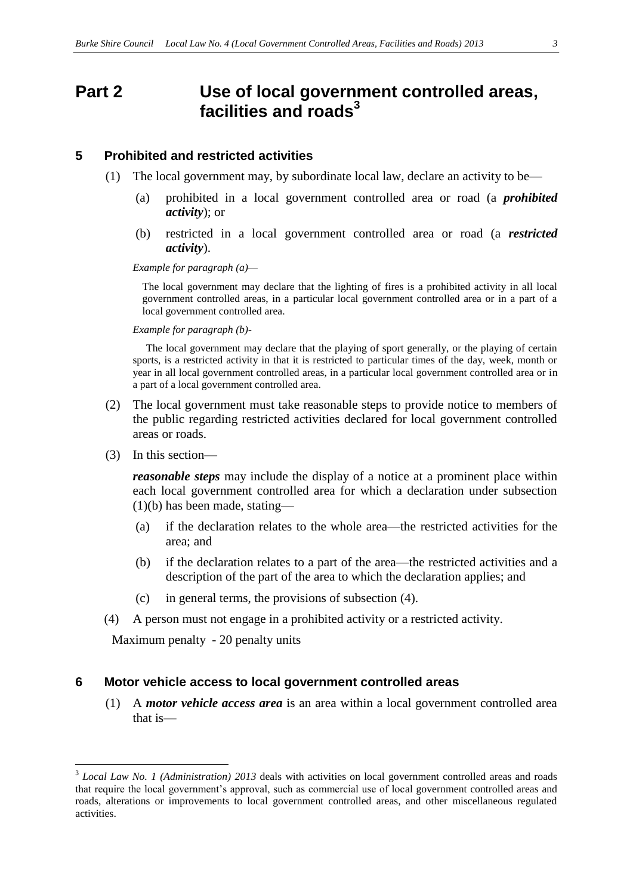# Part 2 Use of local government controlled areas, facilities and roads[3]

## 5 Prohibited and restricted activities

(1) The local government may, by subordinate local law, declare an activity to be—

(a) prohibited in a local government controlled area or road (a ***prohibited activity***); or

(b) restricted in a local government controlled area or road (a ***restricted activity***).

*Example for paragraph (a)—*

The local government may declare that the lighting of fires is a prohibited activity in all local government controlled areas, in a particular local government controlled area or in a part of a local government controlled area.

*Example for paragraph (b)-*

The local government may declare that the playing of sport generally, or the playing of certain sports, is a restricted activity in that it is restricted to particular times of the day, week, month or year in all local government controlled areas, in a particular local government controlled area or in a part of a local government controlled area.

(2) The local government must take reasonable steps to provide notice to members of the public regarding restricted activities declared for local government controlled areas or roads.

(3) In this section—

***reasonable steps*** may include the display of a notice at a prominent place within each local government controlled area for which a declaration under subsection (1)(b) has been made, stating—

(a) if the declaration relates to the whole area—the restricted activities for the area; and

(b) if the declaration relates to a part of the area—the restricted activities and a description of the part of the area to which the declaration applies; and

(c) in general terms, the provisions of subsection (4).

(4) A person must not engage in a prohibited activity or a restricted activity.

Maximum penalty - 20 penalty units

## 6 Motor vehicle access to local government controlled areas

(1) A ***motor vehicle access area*** is an area within a local government controlled area that is—

---

[3] *Local Law No. 1 (Administration) 2013* deals with activities on local government controlled areas and roads that require the local government's approval, such as commercial use of local government controlled areas and roads, alterations or improvements to local government controlled areas, and other miscellaneous regulated activities.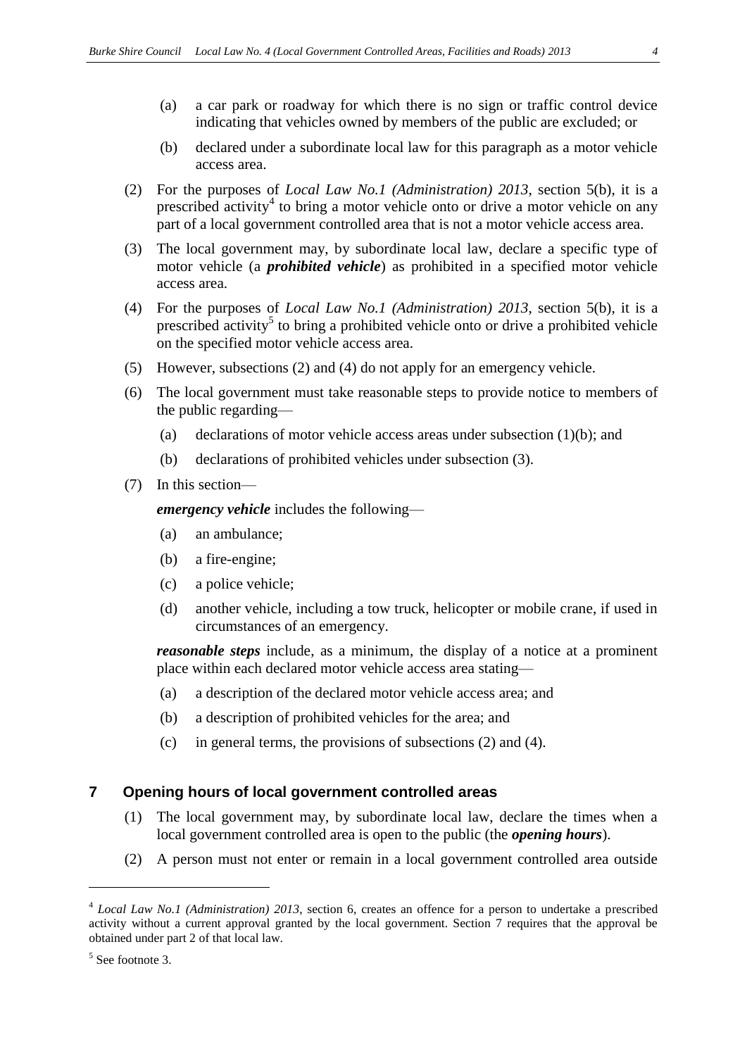(a) a car park or roadway for which there is no sign or traffic control device indicating that vehicles owned by members of the public are excluded; or

(b) declared under a subordinate local law for this paragraph as a motor vehicle access area.

(2) For the purposes of *Local Law No.1 (Administration) 2013*, section 5(b), it is a prescribed activity[4] to bring a motor vehicle onto or drive a motor vehicle on any part of a local government controlled area that is not a motor vehicle access area.

(3) The local government may, by subordinate local law, declare a specific type of motor vehicle (a ***prohibited vehicle***) as prohibited in a specified motor vehicle access area.

(4) For the purposes of *Local Law No.1 (Administration) 2013*, section 5(b), it is a prescribed activity[5] to bring a prohibited vehicle onto or drive a prohibited vehicle on the specified motor vehicle access area.

(5) However, subsections (2) and (4) do not apply for an emergency vehicle.

(6) The local government must take reasonable steps to provide notice to members of the public regarding—

(a) declarations of motor vehicle access areas under subsection (1)(b); and

(b) declarations of prohibited vehicles under subsection (3).

(7) In this section—

***emergency vehicle*** includes the following—

(a) an ambulance;

(b) a fire-engine;

(c) a police vehicle;

(d) another vehicle, including a tow truck, helicopter or mobile crane, if used in circumstances of an emergency.

***reasonable steps*** include, as a minimum, the display of a notice at a prominent place within each declared motor vehicle access area stating—

(a) a description of the declared motor vehicle access area; and

(b) a description of prohibited vehicles for the area; and

(c) in general terms, the provisions of subsections (2) and (4).

## 7 Opening hours of local government controlled areas

(1) The local government may, by subordinate local law, declare the times when a local government controlled area is open to the public (the ***opening hours***).

(2) A person must not enter or remain in a local government controlled area outside

---

[4] *Local Law No.1 (Administration) 2013*, section 6, creates an offence for a person to undertake a prescribed activity without a current approval granted by the local government. Section 7 requires that the approval be obtained under part 2 of that local law.

[5] See footnote 3.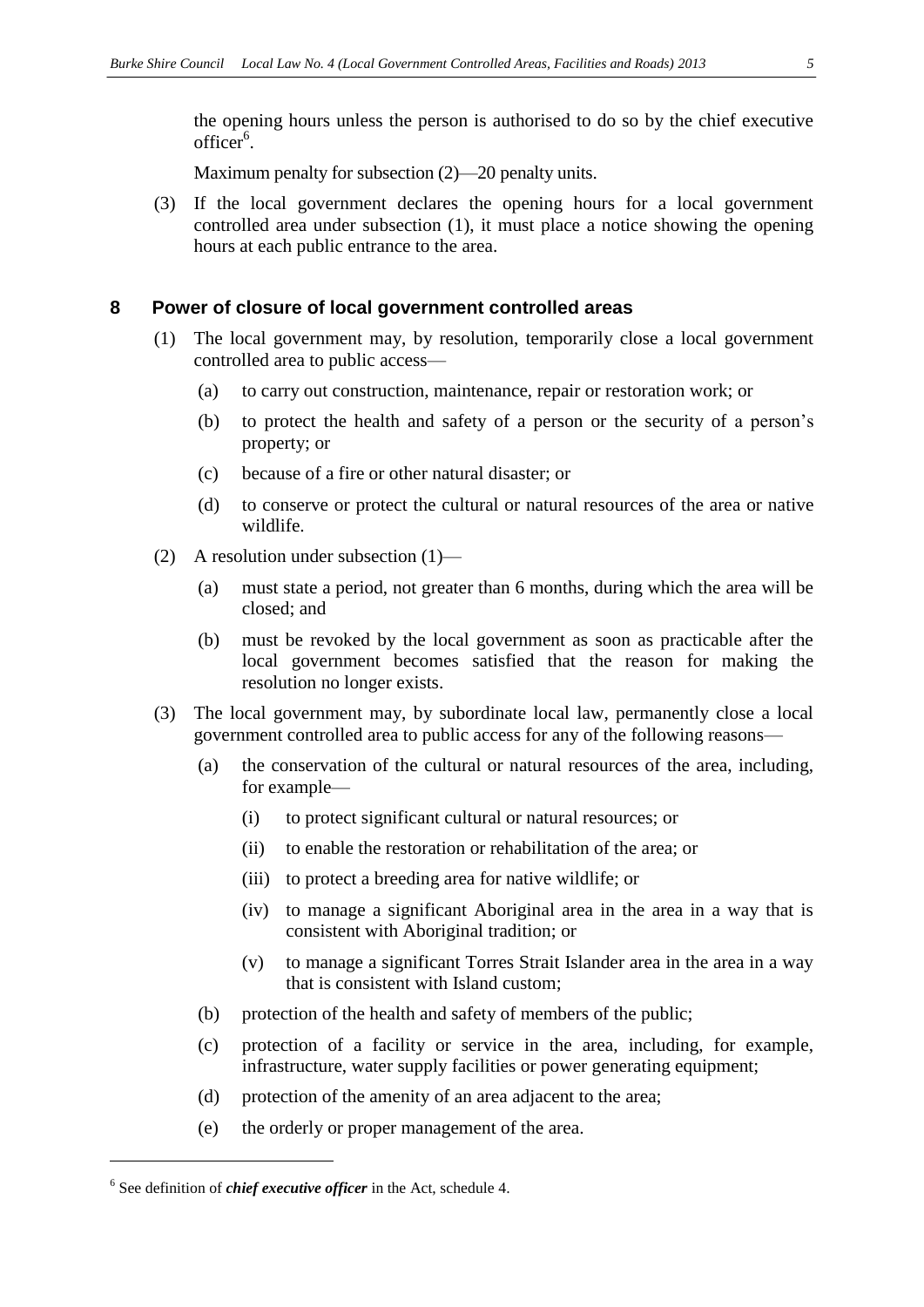the opening hours unless the person is authorised to do so by the chief executive officer[6].

Maximum penalty for subsection (2)—20 penalty units.

(3) If the local government declares the opening hours for a local government controlled area under subsection (1), it must place a notice showing the opening hours at each public entrance to the area.

## 8 Power of closure of local government controlled areas

(1) The local government may, by resolution, temporarily close a local government controlled area to public access—

(a) to carry out construction, maintenance, repair or restoration work; or

(b) to protect the health and safety of a person or the security of a person's property; or

(c) because of a fire or other natural disaster; or

(d) to conserve or protect the cultural or natural resources of the area or native wildlife.

(2) A resolution under subsection (1)—

(a) must state a period, not greater than 6 months, during which the area will be closed; and

(b) must be revoked by the local government as soon as practicable after the local government becomes satisfied that the reason for making the resolution no longer exists.

(3) The local government may, by subordinate local law, permanently close a local government controlled area to public access for any of the following reasons—

(a) the conservation of the cultural or natural resources of the area, including, for example—

(i) to protect significant cultural or natural resources; or

(ii) to enable the restoration or rehabilitation of the area; or

(iii) to protect a breeding area for native wildlife; or

(iv) to manage a significant Aboriginal area in the area in a way that is consistent with Aboriginal tradition; or

(v) to manage a significant Torres Strait Islander area in the area in a way that is consistent with Island custom;

(b) protection of the health and safety of members of the public;

(c) protection of a facility or service in the area, including, for example, infrastructure, water supply facilities or power generating equipment;

(d) protection of the amenity of an area adjacent to the area;

(e) the orderly or proper management of the area.

---

[6] See definition of ***chief executive officer*** in the Act, schedule 4.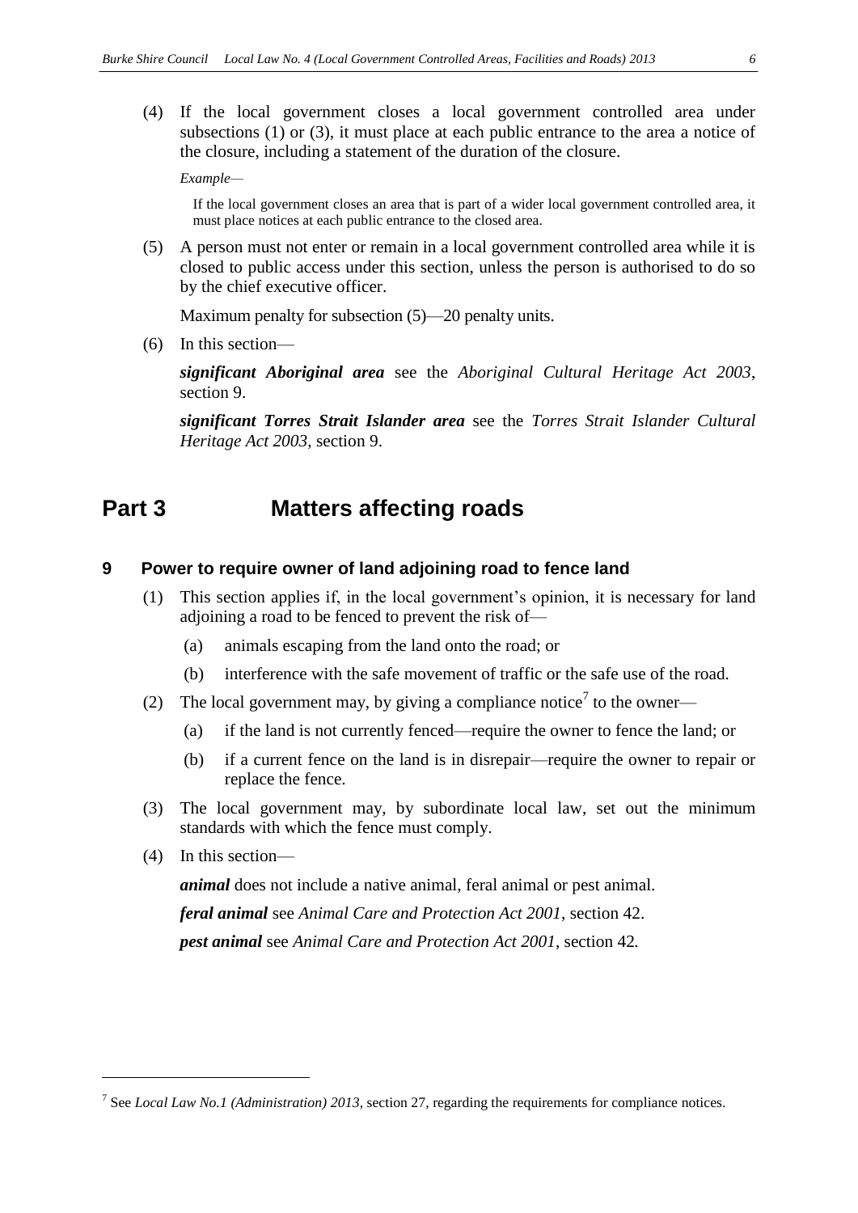(4) If the local government closes a local government controlled area under subsections (1) or (3), it must place at each public entrance to the area a notice of the closure, including a statement of the duration of the closure.

*Example*—

If the local government closes an area that is part of a wider local government controlled area, it must place notices at each public entrance to the closed area.

(5) A person must not enter or remain in a local government controlled area while it is closed to public access under this section, unless the person is authorised to do so by the chief executive officer.

Maximum penalty for subsection (5)—20 penalty units.

(6) In this section—

***significant Aboriginal area*** see the *Aboriginal Cultural Heritage Act 2003*, section 9.

***significant Torres Strait Islander area*** see the *Torres Strait Islander Cultural Heritage Act 2003*, section 9.

# Part 3 Matters affecting roads

### 9 Power to require owner of land adjoining road to fence land

(1) This section applies if, in the local government's opinion, it is necessary for land adjoining a road to be fenced to prevent the risk of—

(a) animals escaping from the land onto the road; or

(b) interference with the safe movement of traffic or the safe use of the road.

(2) The local government may, by giving a compliance notice[7] to the owner—

(a) if the land is not currently fenced—require the owner to fence the land; or

(b) if a current fence on the land is in disrepair—require the owner to repair or replace the fence.

(3) The local government may, by subordinate local law, set out the minimum standards with which the fence must comply.

(4) In this section—

***animal*** does not include a native animal, feral animal or pest animal.

***feral animal*** see *Animal Care and Protection Act 2001*, section 42.

***pest animal*** see *Animal Care and Protection Act 2001*, section 42.

---

[7] See *Local Law No.1 (Administration) 2013*, section 27, regarding the requirements for compliance notices.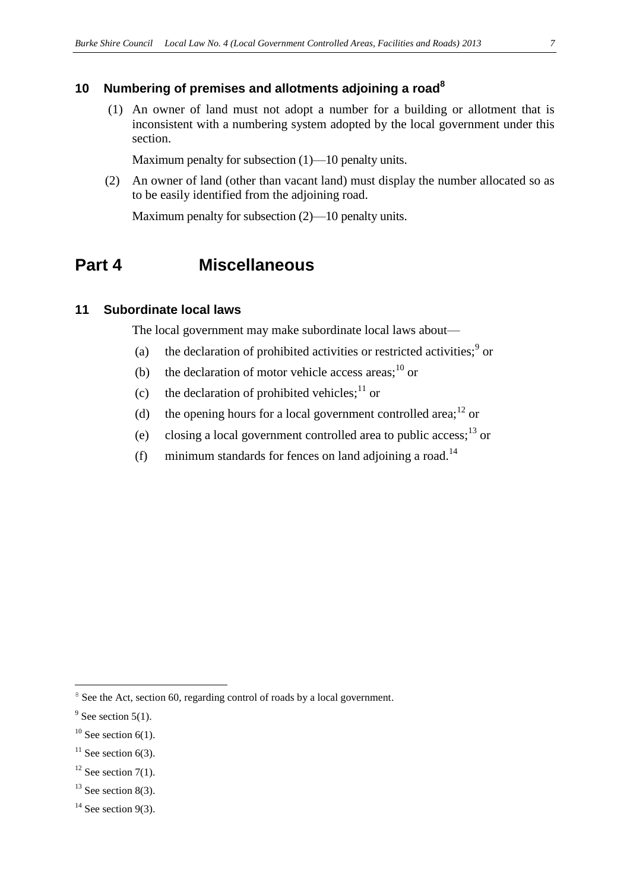### 10 Numbering of premises and allotments adjoining a road[8]

(1) An owner of land must not adopt a number for a building or allotment that is inconsistent with a numbering system adopted by the local government under this section.

Maximum penalty for subsection (1)—10 penalty units.

(2) An owner of land (other than vacant land) must display the number allocated so as to be easily identified from the adjoining road.

Maximum penalty for subsection (2)—10 penalty units.

## Part 4 Miscellaneous

### 11 Subordinate local laws

The local government may make subordinate local laws about—

(a) the declaration of prohibited activities or restricted activities;[9] or

(b) the declaration of motor vehicle access areas;[10] or

(c) the declaration of prohibited vehicles;[11] or

(d) the opening hours for a local government controlled area;[12] or

(e) closing a local government controlled area to public access;[13] or

(f) minimum standards for fences on land adjoining a road.[14]

---

[8] See the Act, section 60, regarding control of roads by a local government.

[9] See section 5(1).

[10] See section 6(1).

[11] See section 6(3).

[12] See section 7(1).

[13] See section 8(3).

[14] See section 9(3).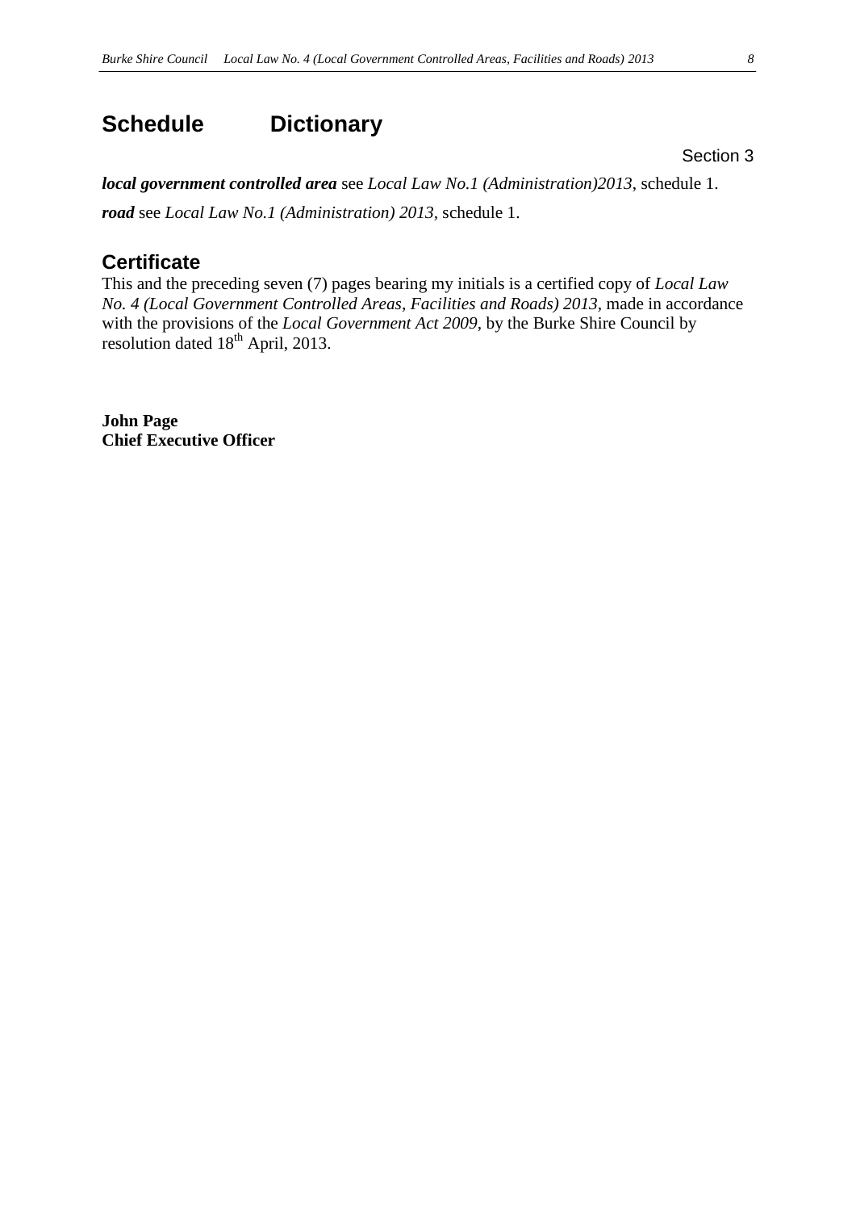# Schedule Dictionary

Section 3

***local government controlled area*** see *Local Law No.1 (Administration)2013*, schedule 1.

***road*** see *Local Law No.1 (Administration) 2013*, schedule 1.

## Certificate

This and the preceding seven (7) pages bearing my initials is a certified copy of *Local Law No. 4 (Local Government Controlled Areas, Facilities and Roads) 2013*, made in accordance with the provisions of the *Local Government Act 2009*, by the Burke Shire Council by resolution dated 18th April, 2013.

**John Page**
**Chief Executive Officer**